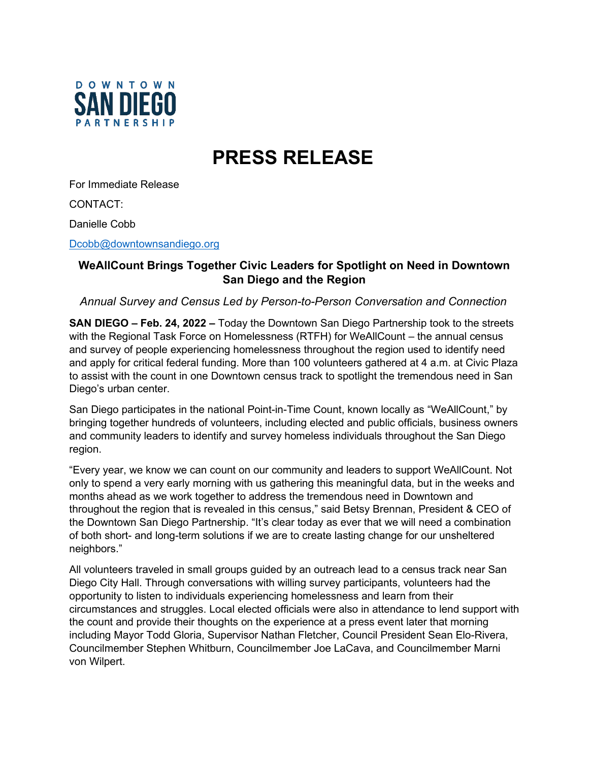DOWNTOWN SAN DIEGO PARTNERSHIP

# PRESS RELEASE

For Immediate Release

CONTACT:

Danielle Cobb

Dcobb@downtownsandiego.org

## WeAllCount Brings Together Civic Leaders for Spotlight on Need in Downtown San Diego and the Region

*Annual Survey and Census Led by Person-to-Person Conversation and Connection*

**SAN DIEGO – Feb. 24, 2022 –** Today the Downtown San Diego Partnership took to the streets with the Regional Task Force on Homelessness (RTFH) for WeAllCount – the annual census and survey of people experiencing homelessness throughout the region used to identify need and apply for critical federal funding. More than 100 volunteers gathered at 4 a.m. at Civic Plaza to assist with the count in one Downtown census track to spotlight the tremendous need in San Diego's urban center.

San Diego participates in the national Point-in-Time Count, known locally as "WeAllCount," by bringing together hundreds of volunteers, including elected and public officials, business owners and community leaders to identify and survey homeless individuals throughout the San Diego region.

"Every year, we know we can count on our community and leaders to support WeAllCount. Not only to spend a very early morning with us gathering this meaningful data, but in the weeks and months ahead as we work together to address the tremendous need in Downtown and throughout the region that is revealed in this census," said Betsy Brennan, President & CEO of the Downtown San Diego Partnership. "It's clear today as ever that we will need a combination of both short- and long-term solutions if we are to create lasting change for our unsheltered neighbors."

All volunteers traveled in small groups guided by an outreach lead to a census track near San Diego City Hall. Through conversations with willing survey participants, volunteers had the opportunity to listen to individuals experiencing homelessness and learn from their circumstances and struggles. Local elected officials were also in attendance to lend support with the count and provide their thoughts on the experience at a press event later that morning including Mayor Todd Gloria, Supervisor Nathan Fletcher, Council President Sean Elo-Rivera, Councilmember Stephen Whitburn, Councilmember Joe LaCava, and Councilmember Marni von Wilpert.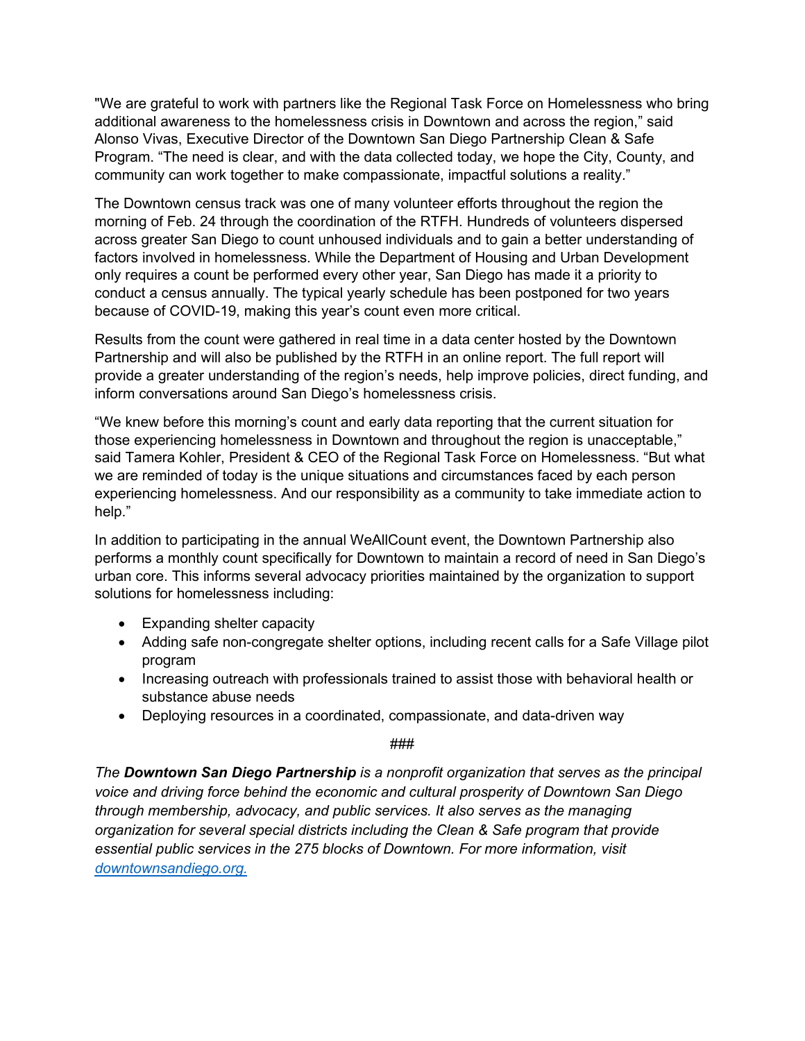"We are grateful to work with partners like the Regional Task Force on Homelessness who bring additional awareness to the homelessness crisis in Downtown and across the region," said Alonso Vivas, Executive Director of the Downtown San Diego Partnership Clean & Safe Program. "The need is clear, and with the data collected today, we hope the City, County, and community can work together to make compassionate, impactful solutions a reality."

The Downtown census track was one of many volunteer efforts throughout the region the morning of Feb. 24 through the coordination of the RTFH. Hundreds of volunteers dispersed across greater San Diego to count unhoused individuals and to gain a better understanding of factors involved in homelessness. While the Department of Housing and Urban Development only requires a count be performed every other year, San Diego has made it a priority to conduct a census annually. The typical yearly schedule has been postponed for two years because of COVID-19, making this year's count even more critical.

Results from the count were gathered in real time in a data center hosted by the Downtown Partnership and will also be published by the RTFH in an online report. The full report will provide a greater understanding of the region's needs, help improve policies, direct funding, and inform conversations around San Diego's homelessness crisis.

"We knew before this morning's count and early data reporting that the current situation for those experiencing homelessness in Downtown and throughout the region is unacceptable," said Tamera Kohler, President & CEO of the Regional Task Force on Homelessness. "But what we are reminded of today is the unique situations and circumstances faced by each person experiencing homelessness. And our responsibility as a community to take immediate action to help."

In addition to participating in the annual WeAllCount event, the Downtown Partnership also performs a monthly count specifically for Downtown to maintain a record of need in San Diego's urban core. This informs several advocacy priorities maintained by the organization to support solutions for homelessness including:

- Expanding shelter capacity
- Adding safe non-congregate shelter options, including recent calls for a Safe Village pilot program
- Increasing outreach with professionals trained to assist those with behavioral health or substance abuse needs
- Deploying resources in a coordinated, compassionate, and data-driven way

###

*The **Downtown San Diego Partnership** is a nonprofit organization that serves as the principal voice and driving force behind the economic and cultural prosperity of Downtown San Diego through membership, advocacy, and public services. It also serves as the managing organization for several special districts including the Clean & Safe program that provide essential public services in the 275 blocks of Downtown. For more information, visit [downtownsandiego.org.](downtownsandiego.org)*